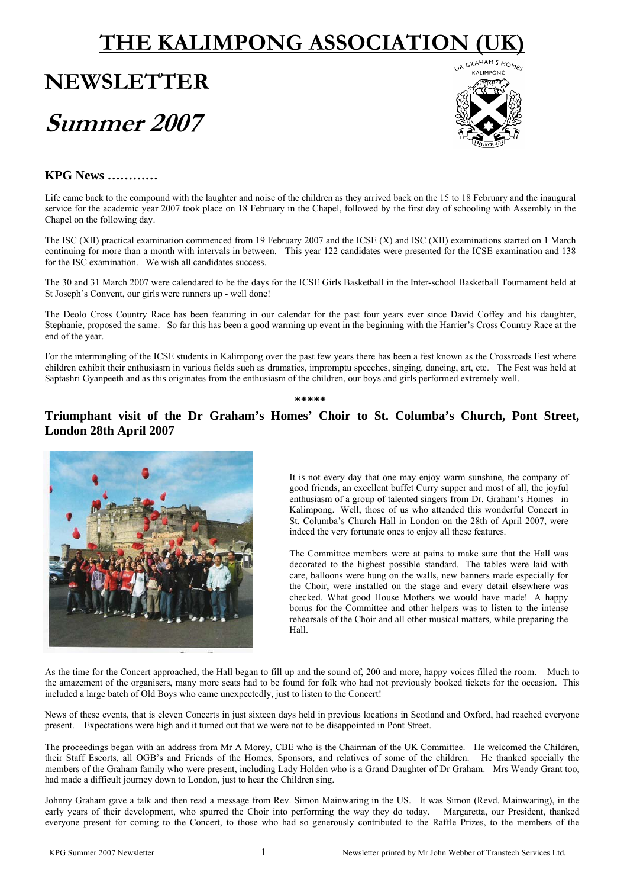# THE KALIMPONG ASSOCIATION (UK)

# NEWSLETTER

# *Summer 2007*

### KPG News …………

Life came back to the compound with the laughter and noise of the children as they arrived back on the 15 to 18 February and the inaugural service for the academic year 2007 took place on 18 February in the Chapel, followed by the first day of schooling with Assembly in the Chapel on the following day.

The ISC (XII) practical examination commenced from 19 February 2007 and the ICSE (X) and ISC (XII) examinations started on 1 March continuing for more than a month with intervals in between. This year 122 candidates were presented for the ICSE examination and 138 for the ISC examination. We wish all candidates success.

The 30 and 31 March 2007 were calendared to be the days for the ICSE Girls Basketball in the Inter-school Basketball Tournament held at St Joseph's Convent, our girls were runners up - well done!

The Deolo Cross Country Race has been featuring in our calendar for the past four years ever since David Coffey and his daughter, Stephanie, proposed the same. So far this has been a good warming up event in the beginning with the Harrier's Cross Country Race at the end of the year.

For the intermingling of the ICSE students in Kalimpong over the past few years there has been a fest known as the Crossroads Fest where children exhibit their enthusiasm in various fields such as dramatics, impromptu speeches, singing, dancing, art, etc. The Fest was held at Saptashri Gyanpeeth and as this originates from the enthusiasm of the children, our boys and girls performed extremely well.

\*\*\*\*\*

### Triumphant visit of the Dr Graham's Homes' Choir to St. Columba's Church, Pont Street, London 28th April 2007

It is not every day that one may enjoy warm sunshine, the company of good friends, an excellent buffet Curry supper and most of all, the joyful enthusiasm of a group of talented singers from Dr. Graham's Homes in Kalimpong. Well, those of us who attended this wonderful Concert in St. Columba's Church Hall in London on the 28th of April 2007, were indeed the very fortunate ones to enjoy all these features.

The Committee members were at pains to make sure that the Hall was decorated to the highest possible standard. The tables were laid with care, balloons were hung on the walls, new banners made especially for the Choir, were installed on the stage and every detail elsewhere was checked. What good House Mothers we would have made! A happy bonus for the Committee and other helpers was to listen to the intense rehearsals of the Choir and all other musical matters, while preparing the Hall.

As the time for the Concert approached, the Hall began to fill up and the sound of, 200 and more, happy voices filled the room. Much to the amazement of the organisers, many more seats had to be found for folk who had not previously booked tickets for the occasion. This included a large batch of Old Boys who came unexpectedly, just to listen to the Concert!

News of these events, that is eleven Concerts in just sixteen days held in previous locations in Scotland and Oxford, had reached everyone present. Expectations were high and it turned out that we were not to be disappointed in Pont Street.

The proceedings began with an address from Mr A Morey, CBE who is the Chairman of the UK Committee. He welcomed the Children, their Staff Escorts, all OGB's and Friends of the Homes, Sponsors, and relatives of some of the children. He thanked specially the members of the Graham family who were present, including Lady Holden who is a Grand Daughter of Dr Graham. Mrs Wendy Grant too, had made a difficult journey down to London, just to hear the Children sing.

Johnny Graham gave a talk and then read a message from Rev. Simon Mainwaring in the US. It was Simon (Revd. Mainwaring), in the early years of their development, who spurred the Choir into performing the way they do today. Margaretta, our President, thanked everyone present for coming to the Concert, to those who had so generously contributed to the Raffle Prizes, to the members of the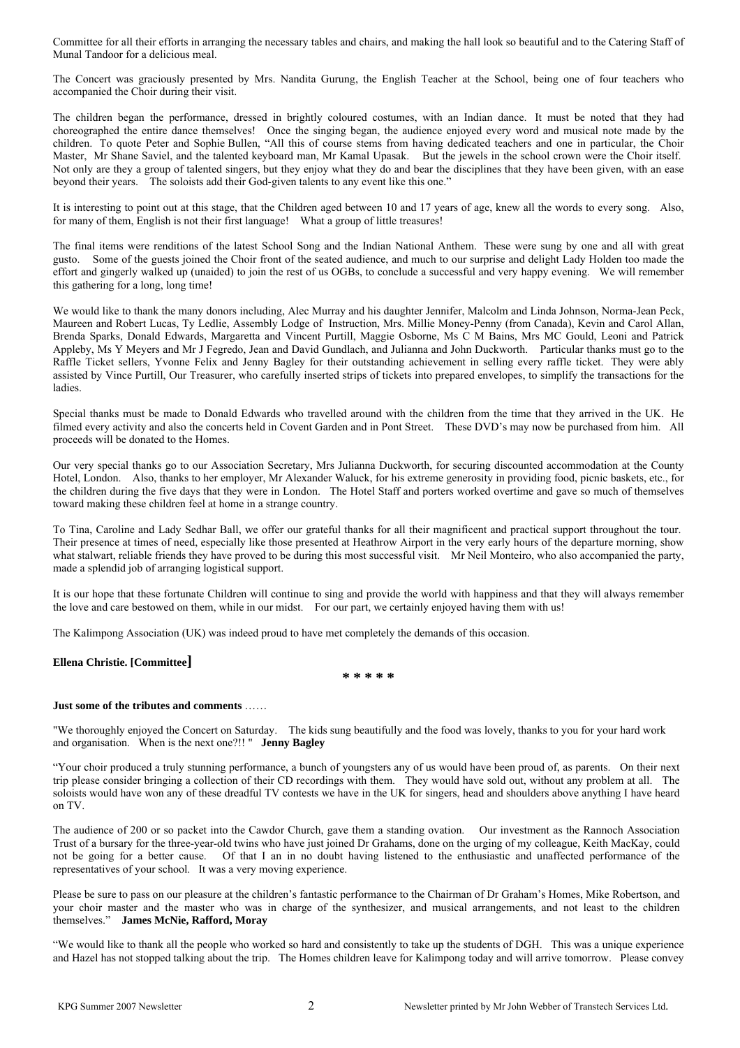Committee for all their efforts in arranging the necessary tables and chairs, and making the hall look so beautiful and to the Catering Staff of Munal Tandoor for a delicious meal.

The Concert was graciously presented by Mrs. Nandita Gurung, the English Teacher at the School, being one of four teachers who accompanied the Choir during their visit.

The children began the performance, dressed in brightly coloured costumes, with an Indian dance. It must be noted that they had choreographed the entire dance themselves! Once the singing began, the audience enjoyed every word and musical note made by the children. To quote Peter and Sophie Bullen, "All this of course stems from having dedicated teachers and one in particular, the Choir Master, Mr Shane Saviel, and the talented keyboard man, Mr Kamal Upasak. But the jewels in the school crown were the Choir itself. Not only are they a group of talented singers, but they enjoy what they do and bear the disciplines that they have been given, with an ease beyond their years. The soloists add their God-given talents to any event like this one."

It is interesting to point out at this stage, that the Children aged between 10 and 17 years of age, knew all the words to every song. Also, for many of them, English is not their first language! What a group of little treasures!

The final items were renditions of the latest School Song and the Indian National Anthem. These were sung by one and all with great gusto. Some of the guests joined the Choir front of the seated audience, and much to our surprise and delight Lady Holden too made the effort and gingerly walked up (unaided) to join the rest of us OGBs, to conclude a successful and very happy evening. We will remember this gathering for a long, long time!

We would like to thank the many donors including, Alec Murray and his daughter Jennifer, Malcolm and Linda Johnson, Norma-Jean Peck, Maureen and Robert Lucas, Ty Ledlie, Assembly Lodge of Instruction, Mrs. Millie Money-Penny (from Canada), Kevin and Carol Allan, Brenda Sparks, Donald Edwards, Margaretta and Vincent Purtill, Maggie Osborne, Ms C M Bains, Mrs MC Gould, Leoni and Patrick Appleby, Ms Y Meyers and Mr J Fegredo, Jean and David Gundlach, and Julianna and John Duckworth. Particular thanks must go to the Raffle Ticket sellers, Yvonne Felix and Jenny Bagley for their outstanding achievement in selling every raffle ticket. They were ably assisted by Vince Purtill, Our Treasurer, who carefully inserted strips of tickets into prepared envelopes, to simplify the transactions for the ladies.

Special thanks must be made to Donald Edwards who travelled around with the children from the time that they arrived in the UK. He filmed every activity and also the concerts held in Covent Garden and in Pont Street. These DVD's may now be purchased from him. All proceeds will be donated to the Homes.

Our very special thanks go to our Association Secretary, Mrs Julianna Duckworth, for securing discounted accommodation at the County Hotel, London. Also, thanks to her employer, Mr Alexander Waluck, for his extreme generosity in providing food, picnic baskets, etc., for the children during the five days that they were in London. The Hotel Staff and porters worked overtime and gave so much of themselves toward making these children feel at home in a strange country.

To Tina, Caroline and Lady Sedhar Ball, we offer our grateful thanks for all their magnificent and practical support throughout the tour. Their presence at times of need, especially like those presented at Heathrow Airport in the very early hours of the departure morning, show what stalwart, reliable friends they have proved to be during this most successful visit. Mr Neil Monteiro, who also accompanied the party, made a splendid job of arranging logistical support.

It is our hope that these fortunate Children will continue to sing and provide the world with happiness and that they will always remember the love and care bestowed on them, while in our midst. For our part, we certainly enjoyed having them with us!

The Kalimpong Association (UK) was indeed proud to have met completely the demands of this occasion.

**Ellena Christie. [Committee]**

\* \* \* \* \*

**Just some of the tributes and comments** ……

"We thoroughly enjoyed the Concert on Saturday. The kids sung beautifully and the food was lovely, thanks to you for your hard work and organisation. When is the next one?!! " **Jenny Bagley**

"Your choir produced a truly stunning performance, a bunch of youngsters any of us would have been proud of, as parents. On their next trip please consider bringing a collection of their CD recordings with them. They would have sold out, without any problem at all. The soloists would have won any of these dreadful TV contests we have in the UK for singers, head and shoulders above anything I have heard on TV.

The audience of 200 or so packet into the Cawdor Church, gave them a standing ovation. Our investment as the Rannoch Association Trust of a bursary for the three-year-old twins who have just joined Dr Grahams, done on the urging of my colleague, Keith MacKay, could not be going for a better cause. Of that I an in no doubt having listened to the enthusiastic and unaffected performance of the representatives of your school. It was a very moving experience.

Please be sure to pass on our pleasure at the children's fantastic performance to the Chairman of Dr Graham's Homes, Mike Robertson, and your choir master and the master who was in charge of the synthesizer, and musical arrangements, and not least to the children themselves." **James McNie, Rafford, Moray**

"We would like to thank all the people who worked so hard and consistently to take up the students of DGH. This was a unique experience and Hazel has not stopped talking about the trip. The Homes children leave for Kalimpong today and will arrive tomorrow. Please convey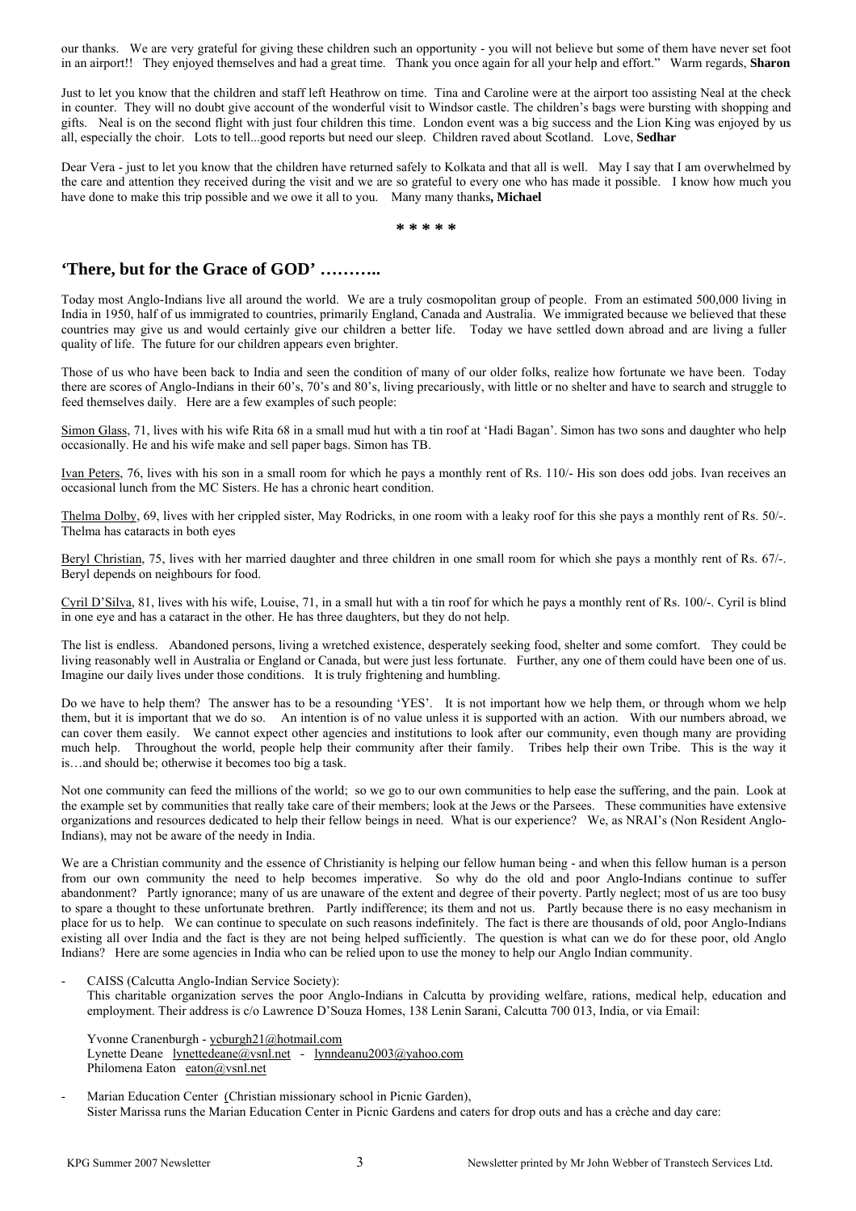our thanks. We are very grateful for giving these children such an opportunity - you will not believe but some of them have never set foot in an airport!! They enjoyed themselves and had a great time. Thank you once again for all your help and effort." Warm regards, **Sharon**

Just to let you know that the children and staff left Heathrow on time. Tina and Caroline were at the airport too assisting Neal at the check in counter. They will no doubt give account of the wonderful visit to Windsor castle. The children's bags were bursting with shopping and gifts. Neal is on the second flight with just four children this time. London event was a big success and the Lion King was enjoyed by us all, especially the choir. Lots to tell...good reports but need our sleep. Children raved about Scotland. Love, **Sedhar**

Dear Vera - just to let you know that the children have returned safely to Kolkata and that all is well. May I say that I am overwhelmed by the care and attention they received during the visit and we are so grateful to every one who has made it possible. I know how much you have done to make this trip possible and we owe it all to you. Many many thanks**, Michael**

**\* \* \* \* \***

## 'There, but for the Grace of GOD' ………..

Today most Anglo-Indians live all around the world. We are a truly cosmopolitan group of people. From an estimated 500,000 living in India in 1950, half of us immigrated to countries, primarily England, Canada and Australia. We immigrated because we believed that these countries may give us and would certainly give our children a better life. Today we have settled down abroad and are living a fuller quality of life. The future for our children appears even brighter.

Those of us who have been back to India and seen the condition of many of our older folks, realize how fortunate we have been. Today there are scores of Anglo-Indians in their 60's, 70's and 80's, living precariously, with little or no shelter and have to search and struggle to feed themselves daily. Here are a few examples of such people:

Simon Glass, 71, lives with his wife Rita 68 in a small mud hut with a tin roof at 'Hadi Bagan'. Simon has two sons and daughter who help occasionally. He and his wife make and sell paper bags. Simon has TB.

Ivan Peters, 76, lives with his son in a small room for which he pays a monthly rent of Rs. 110/- His son does odd jobs. Ivan receives an occasional lunch from the MC Sisters. He has a chronic heart condition.

Thelma Dolby, 69, lives with her crippled sister, May Rodricks, in one room with a leaky roof for this she pays a monthly rent of Rs. 50/-. Thelma has cataracts in both eyes

Beryl Christian, 75, lives with her married daughter and three children in one small room for which she pays a monthly rent of Rs. 67/-. Beryl depends on neighbours for food.

Cyril D'Silva, 81, lives with his wife, Louise, 71, in a small hut with a tin roof for which he pays a monthly rent of Rs. 100/-. Cyril is blind in one eye and has a cataract in the other. He has three daughters, but they do not help.

The list is endless. Abandoned persons, living a wretched existence, desperately seeking food, shelter and some comfort. They could be living reasonably well in Australia or England or Canada, but were just less fortunate. Further, any one of them could have been one of us. Imagine our daily lives under those conditions. It is truly frightening and humbling.

Do we have to help them? The answer has to be a resounding 'YES'. It is not important how we help them, or through whom we help them, but it is important that we do so. An intention is of no value unless it is supported with an action. With our numbers abroad, we can cover them easily. We cannot expect other agencies and institutions to look after our community, even though many are providing much help. Throughout the world, people help their community after their family. Tribes help their own Tribe. This is the way it is…and should be; otherwise it becomes too big a task.

Not one community can feed the millions of the world; so we go to our own communities to help ease the suffering, and the pain. Look at the example set by communities that really take care of their members; look at the Jews or the Parsees. These communities have extensive organizations and resources dedicated to help their fellow beings in need. What is our experience? We, as NRAI's (Non Resident Anglo-Indians), may not be aware of the needy in India.

We are a Christian community and the essence of Christianity is helping our fellow human being - and when this fellow human is a person from our own community the need to help becomes imperative. So why do the old and poor Anglo-Indians continue to suffer abandonment? Partly ignorance; many of us are unaware of the extent and degree of their poverty. Partly neglect; most of us are too busy to spare a thought to these unfortunate brethren. Partly indifference; its them and not us. Partly because there is no easy mechanism in place for us to help. We can continue to speculate on such reasons indefinitely. The fact is there are thousands of old, poor Anglo-Indians existing all over India and the fact is they are not being helped sufficiently. The question is what can we do for these poor, old Anglo Indians? Here are some agencies in India who can be relied upon to use the money to help our Anglo Indian community.

- CAISS (Calcutta Anglo-Indian Service Society):
  This charitable organization serves the poor Anglo-Indians in Calcutta by providing welfare, rations, medical help, education and employment. Their address is c/o Lawrence D'Souza Homes, 138 Lenin Sarani, Calcutta 700 013, India, or via Email:

  Yvonne Cranenburgh - ycburgh21@hotmail.com
  Lynette Deane lynettedeane@vsnl.net - lynndeanu2003@yahoo.com
  Philomena Eaton eaton@vsnl.net

- Marian Education Center (Christian missionary school in Picnic Garden),
  Sister Marissa runs the Marian Education Center in Picnic Gardens and caters for drop outs and has a crèche and day care: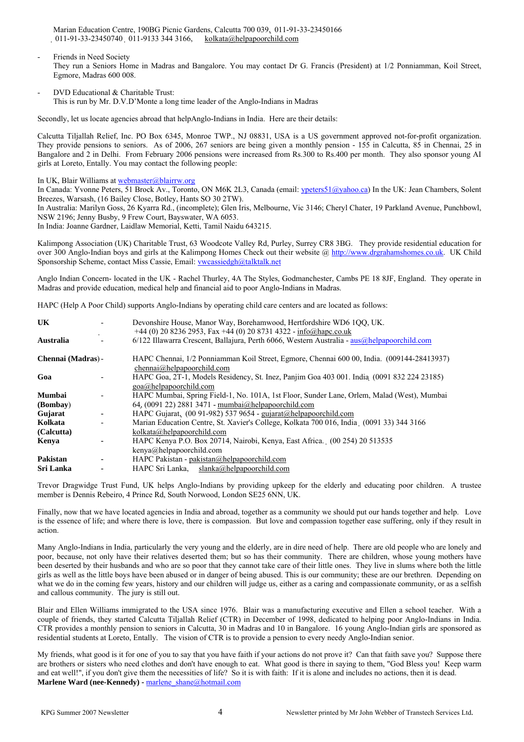Marian Education Centre, 190BG Picnic Gardens, Calcutta 700 039, 011-91-33-23450166 011-91-33-23450740 011-9133 344 3166, kolkata@helpapoorchild.com

- Friends in Need Society
  They run a Seniors Home in Madras and Bangalore. You may contact Dr G. Francis (President) at 1/2 Ponniamman, Koil Street, Egmore, Madras 600 008.

- DVD Educational & Charitable Trust:
  This is run by Mr. D.V.D'Monte a long time leader of the Anglo-Indians in Madras

Secondly, let us locate agencies abroad that helpAnglo-Indians in India. Here are their details:

Calcutta Tiljallah Relief, Inc. PO Box 6345, Monroe TWP., NJ 08831, USA is a US government approved not-for-profit organization. They provide pensions to seniors. As of 2006, 267 seniors are being given a monthly pension - 155 in Calcutta, 85 in Chennai, 25 in Bangalore and 2 in Delhi. From February 2006 pensions were increased from Rs.300 to Rs.400 per month. They also sponsor young AI girls at Loreto, Entally. You may contact the following people:

In UK, Blair Williams at webmaster@blairrw.org
In Canada: Yvonne Peters, 51 Brock Av., Toronto, ON M6K 2L3, Canada (email: ypeters51@yahoo.ca) In the UK: Jean Chambers, Solent Breezes, Warsash, (16 Bailey Close, Botley, Hants SO 30 2TW).
In Australia: Marilyn Goss, 26 Kyarra Rd., (incomplete); Glen Iris, Melbourne, Vic 3146; Cheryl Chater, 19 Parkland Avenue, Punchbowl, NSW 2196; Jenny Busby, 9 Frew Court, Bayswater, WA 6053.
In India: Joanne Gardner, Laidlaw Memorial, Ketti, Tamil Naidu 643215.

Kalimpong Association (UK) Charitable Trust, 63 Woodcote Valley Rd, Purley, Surrey CR8 3BG. They provide residential education for over 300 Anglo-Indian boys and girls at the Kalimpong Homes Check out their website @ http://www.drgrahamshomes.co.uk. UK Child Sponsorship Scheme, contact Miss Cassie, Email: vwcassiedgh@talktalk.net

Anglo Indian Concern- located in the UK - Rachel Thurley, 4A The Styles, Godmanchester, Cambs PE 18 8JF, England. They operate in Madras and provide education, medical help and financial aid to poor Anglo-Indians in Madras.

HAPC (Help A Poor Child) supports Anglo-Indians by operating child care centers and are located as follows:

| | | |
|---|---|---|
| **UK** | - | Devonshire House, Manor Way, Borehamwood, Hertfordshire WD6 1QQ, UK. +44 (0) 20 8236 2953, Fax +44 (0) 20 8731 4322 - info@hapc.co.uk |
| **Australia** | - | 6/122 Illawarra Crescent, Ballajura, Perth 6066, Western Australia - aus@helpapoorchild.com |
| **Chennai (Madras)** | - | HAPC Chennai, 1/2 Ponniamman Koil Street, Egmore, Chennai 600 00, India. (009144-28413937) chennai@helpapoorchild.com |
| **Goa** | - | HAPC Goa, 2T-1, Models Residency, St. Inez, Panjim Goa 403 001. India (0091 832 224 23185) goa@helpapoorchild.com |
| **Mumbai (Bombay)** | - | HAPC Mumbai, Spring Field-1, No. 101A, 1st Floor, Sunder Lane, Orlem, Malad (West), Mumbai 64, (0091 22) 2881 3471 - mumbai@helpapoorchild.com |
| **Gujarat** | - | HAPC Gujarat, (00 91-982) 537 9654 - gujarat@helpapoorchild.com |
| **Kolkata (Calcutta)** | - | Marian Education Centre, St. Xavier's College, Kolkata 700 016, India (0091 33) 344 3166 kolkata@helpapoorchild.com |
| **Kenya** | - | HAPC Kenya P.O. Box 20714, Nairobi, Kenya, East Africa. (00 254) 20 513535 kenya@helpapoorchild.com |
| **Pakistan** | - | HAPC Pakistan - pakistan@helpapoorchild.com |
| **Sri Lanka** | - | HAPC Sri Lanka, slanka@helpapoorchild.com |

Trevor Dragwidge Trust Fund, UK helps Anglo-Indians by providing upkeep for the elderly and educating poor children. A trustee member is Dennis Rebeiro, 4 Prince Rd, South Norwood, London SE25 6NN, UK.

Finally, now that we have located agencies in India and abroad, together as a community we should put our hands together and help. Love is the essence of life; and where there is love, there is compassion. But love and compassion together ease suffering, only if they result in action.

Many Anglo-Indians in India, particularly the very young and the elderly, are in dire need of help. There are old people who are lonely and poor, because, not only have their relatives deserted them; but so has their community. There are children, whose young mothers have been deserted by their husbands and who are so poor that they cannot take care of their little ones. They live in slums where both the little girls as well as the little boys have been abused or in danger of being abused. This is our community; these are our brethren. Depending on what we do in the coming few years, history and our children will judge us, either as a caring and compassionate community, or as a selfish and callous community. The jury is still out.

Blair and Ellen Williams immigrated to the USA since 1976. Blair was a manufacturing executive and Ellen a school teacher. With a couple of friends, they started Calcutta Tiljallah Relief (CTR) in December of 1998, dedicated to helping poor Anglo-Indians in India. CTR provides a monthly pension to seniors in Calcutta, 30 in Madras and 10 in Bangalore. 16 young Anglo-Indian girls are sponsored as residential students at Loreto, Entally. The vision of CTR is to provide a pension to every needy Anglo-Indian senior.

My friends, what good is it for one of you to say that you have faith if your actions do not prove it? Can that faith save you? Suppose there are brothers or sisters who need clothes and don't have enough to eat. What good is there in saying to them, "God Bless you! Keep warm and eat well!", if you don't give them the necessities of life? So it is with faith: If it is alone and includes no actions, then it is dead.
**Marlene Ward (nee-Kennedy) -** marlene_shane@hotmail.com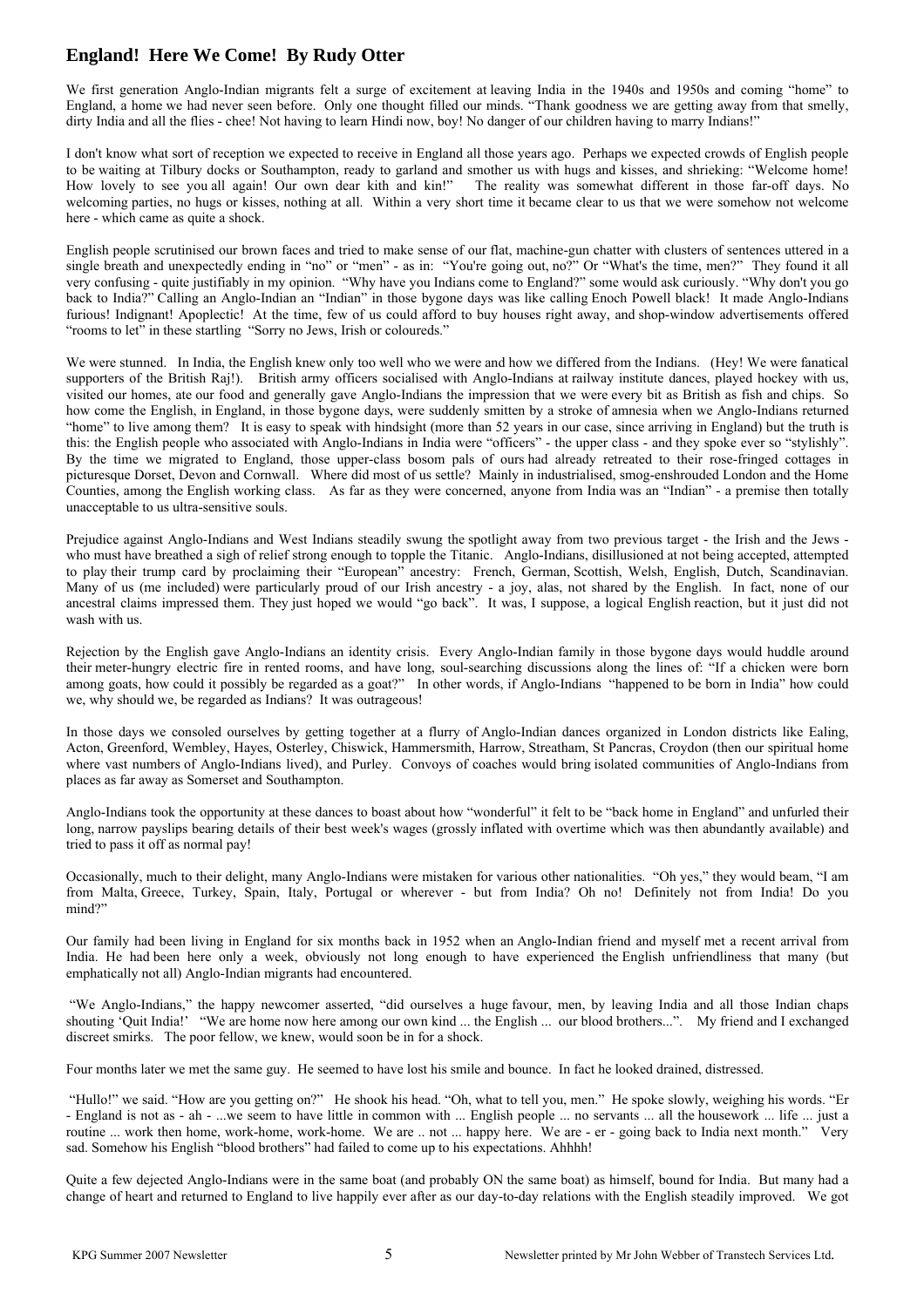## England! Here We Come! By Rudy Otter

We first generation Anglo-Indian migrants felt a surge of excitement at leaving India in the 1940s and 1950s and coming "home" to England, a home we had never seen before. Only one thought filled our minds. "Thank goodness we are getting away from that smelly, dirty India and all the flies - chee! Not having to learn Hindi now, boy! No danger of our children having to marry Indians!"

I don't know what sort of reception we expected to receive in England all those years ago. Perhaps we expected crowds of English people to be waiting at Tilbury docks or Southampton, ready to garland and smother us with hugs and kisses, and shrieking: "Welcome home! How lovely to see you all again! Our own dear kith and kin!" The reality was somewhat different in those far-off days. No welcoming parties, no hugs or kisses, nothing at all. Within a very short time it became clear to us that we were somehow not welcome here - which came as quite a shock.

English people scrutinised our brown faces and tried to make sense of our flat, machine-gun chatter with clusters of sentences uttered in a single breath and unexpectedly ending in "no" or "men" - as in: "You're going out, no?" Or "What's the time, men?" They found it all very confusing - quite justifiably in my opinion. "Why have you Indians come to England?" some would ask curiously. "Why don't you go back to India?" Calling an Anglo-Indian an "Indian" in those bygone days was like calling Enoch Powell black! It made Anglo-Indians furious! Indignant! Apoplectic! At the time, few of us could afford to buy houses right away, and shop-window advertisements offered "rooms to let" in these startling "Sorry no Jews, Irish or coloureds."

We were stunned. In India, the English knew only too well who we were and how we differed from the Indians. (Hey! We were fanatical supporters of the British Raj!). British army officers socialised with Anglo-Indians at railway institute dances, played hockey with us, visited our homes, ate our food and generally gave Anglo-Indians the impression that we were every bit as British as fish and chips. So how come the English, in England, in those bygone days, were suddenly smitten by a stroke of amnesia when we Anglo-Indians returned "home" to live among them? It is easy to speak with hindsight (more than 52 years in our case, since arriving in England) but the truth is this: the English people who associated with Anglo-Indians in India were "officers" - the upper class - and they spoke ever so "stylishly". By the time we migrated to England, those upper-class bosom pals of ours had already retreated to their rose-fringed cottages in picturesque Dorset, Devon and Cornwall. Where did most of us settle? Mainly in industrialised, smog-enshrouded London and the Home Counties, among the English working class. As far as they were concerned, anyone from India was an "Indian" - a premise then totally unacceptable to us ultra-sensitive souls.

Prejudice against Anglo-Indians and West Indians steadily swung the spotlight away from two previous target - the Irish and the Jews - who must have breathed a sigh of relief strong enough to topple the Titanic. Anglo-Indians, disillusioned at not being accepted, attempted to play their trump card by proclaiming their "European" ancestry: French, German, Scottish, Welsh, English, Dutch, Scandinavian. Many of us (me included) were particularly proud of our Irish ancestry - a joy, alas, not shared by the English. In fact, none of our ancestral claims impressed them. They just hoped we would "go back". It was, I suppose, a logical English reaction, but it just did not wash with us.

Rejection by the English gave Anglo-Indians an identity crisis. Every Anglo-Indian family in those bygone days would huddle around their meter-hungry electric fire in rented rooms, and have long, soul-searching discussions along the lines of: "If a chicken were born among goats, how could it possibly be regarded as a goat?" In other words, if Anglo-Indians "happened to be born in India" how could we, why should we, be regarded as Indians? It was outrageous!

In those days we consoled ourselves by getting together at a flurry of Anglo-Indian dances organized in London districts like Ealing, Acton, Greenford, Wembley, Hayes, Osterley, Chiswick, Hammersmith, Harrow, Streatham, St Pancras, Croydon (then our spiritual home where vast numbers of Anglo-Indians lived), and Purley. Convoys of coaches would bring isolated communities of Anglo-Indians from places as far away as Somerset and Southampton.

Anglo-Indians took the opportunity at these dances to boast about how "wonderful" it felt to be "back home in England" and unfurled their long, narrow payslips bearing details of their best week's wages (grossly inflated with overtime which was then abundantly available) and tried to pass it off as normal pay!

Occasionally, much to their delight, many Anglo-Indians were mistaken for various other nationalities. "Oh yes," they would beam, "I am from Malta, Greece, Turkey, Spain, Italy, Portugal or wherever - but from India? Oh no! Definitely not from India! Do you mind?"

Our family had been living in England for six months back in 1952 when an Anglo-Indian friend and myself met a recent arrival from India. He had been here only a week, obviously not long enough to have experienced the English unfriendliness that many (but emphatically not all) Anglo-Indian migrants had encountered.

"We Anglo-Indians," the happy newcomer asserted, "did ourselves a huge favour, men, by leaving India and all those Indian chaps shouting 'Quit India!' "We are home now here among our own kind ... the English ... our blood brothers...". My friend and I exchanged discreet smirks. The poor fellow, we knew, would soon be in for a shock.

Four months later we met the same guy. He seemed to have lost his smile and bounce. In fact he looked drained, distressed.

"Hullo!" we said. "How are you getting on?" He shook his head. "Oh, what to tell you, men." He spoke slowly, weighing his words. "Er - England is not as - ah - ...we seem to have little in common with ... English people ... no servants ... all the housework ... life ... just a routine ... work then home, work-home, work-home. We are .. not ... happy here. We are - er - going back to India next month." Very sad. Somehow his English "blood brothers" had failed to come up to his expectations. Ahhhh!

Quite a few dejected Anglo-Indians were in the same boat (and probably ON the same boat) as himself, bound for India. But many had a change of heart and returned to England to live happily ever after as our day-to-day relations with the English steadily improved. We got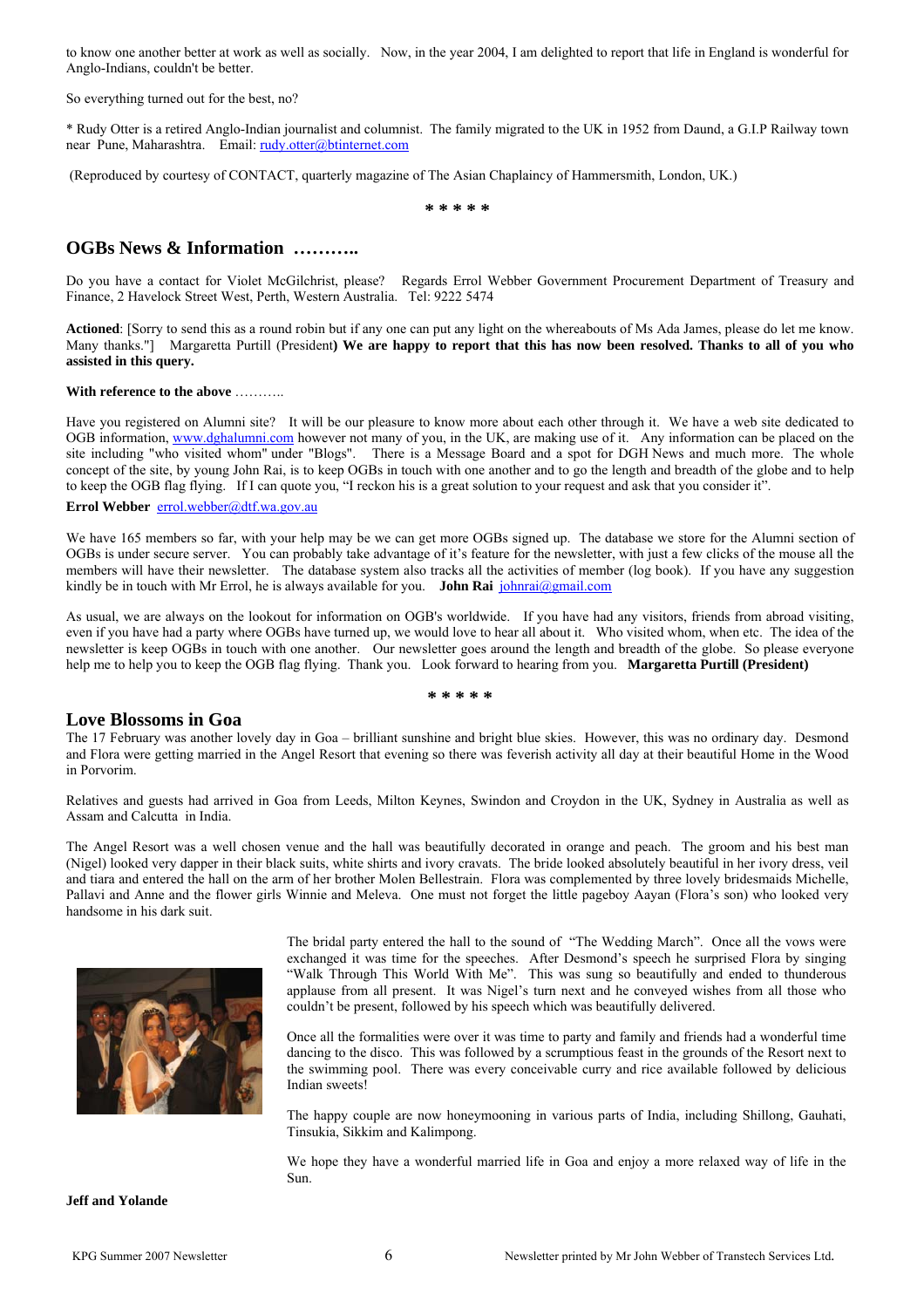to know one another better at work as well as socially. Now, in the year 2004, I am delighted to report that life in England is wonderful for Anglo-Indians, couldn't be better.

So everything turned out for the best, no?

* Rudy Otter is a retired Anglo-Indian journalist and columnist. The family migrated to the UK in 1952 from Daund, a G.I.P Railway town near Pune, Maharashtra. Email: rudy.otter@btinternet.com

(Reproduced by courtesy of CONTACT, quarterly magazine of The Asian Chaplaincy of Hammersmith, London, UK.)

\* \* \* \* \*

## OGBs News & Information ………..

Do you have a contact for Violet McGilchrist, please? Regards Errol Webber Government Procurement Department of Treasury and Finance, 2 Havelock Street West, Perth, Western Australia. Tel: 9222 5474

**Actioned**: [Sorry to send this as a round robin but if any one can put any light on the whereabouts of Ms Ada James, please do let me know. Many thanks."] Margaretta Purtill (President**) We are happy to report that this has now been resolved. Thanks to all of you who assisted in this query.**

**With reference to the above** ………..

Have you registered on Alumni site? It will be our pleasure to know more about each other through it. We have a web site dedicated to OGB information, www.dghalumni.com however not many of you, in the UK, are making use of it. Any information can be placed on the site including "who visited whom" under "Blogs". There is a Message Board and a spot for DGH News and much more. The whole concept of the site, by young John Rai, is to keep OGBs in touch with one another and to go the length and breadth of the globe and to help to keep the OGB flag flying. If I can quote you, "I reckon his is a great solution to your request and ask that you consider it".

**Errol Webber** errol.webber@dtf.wa.gov.au

We have 165 members so far, with your help may be we can get more OGBs signed up. The database we store for the Alumni section of OGBs is under secure server. You can probably take advantage of it's feature for the newsletter, with just a few clicks of the mouse all the members will have their newsletter. The database system also tracks all the activities of member (log book). If you have any suggestion kindly be in touch with Mr Errol, he is always available for you. **John Rai** johnrai@gmail.com

As usual, we are always on the lookout for information on OGB's worldwide. If you have had any visitors, friends from abroad visiting, even if you have had a party where OGBs have turned up, we would love to hear all about it. Who visited whom, when etc. The idea of the newsletter is keep OGBs in touch with one another. Our newsletter goes around the length and breadth of the globe. So please everyone help me to help you to keep the OGB flag flying. Thank you. Look forward to hearing from you. **Margaretta Purtill (President)**

\* \* \* \* \*

## Love Blossoms in Goa

The 17 February was another lovely day in Goa – brilliant sunshine and bright blue skies. However, this was no ordinary day. Desmond and Flora were getting married in the Angel Resort that evening so there was feverish activity all day at their beautiful Home in the Wood in Porvorim.

Relatives and guests had arrived in Goa from Leeds, Milton Keynes, Swindon and Croydon in the UK, Sydney in Australia as well as Assam and Calcutta in India.

The Angel Resort was a well chosen venue and the hall was beautifully decorated in orange and peach. The groom and his best man (Nigel) looked very dapper in their black suits, white shirts and ivory cravats. The bride looked absolutely beautiful in her ivory dress, veil and tiara and entered the hall on the arm of her brother Molen Bellestrain. Flora was complemented by three lovely bridesmaids Michelle, Pallavi and Anne and the flower girls Winnie and Meleva. One must not forget the little pageboy Aayan (Flora's son) who looked very handsome in his dark suit.

The bridal party entered the hall to the sound of "The Wedding March". Once all the vows were exchanged it was time for the speeches. After Desmond's speech he surprised Flora by singing "Walk Through This World With Me". This was sung so beautifully and ended to thunderous applause from all present. It was Nigel's turn next and he conveyed wishes from all those who couldn't be present, followed by his speech which was beautifully delivered.

Once all the formalities were over it was time to party and family and friends had a wonderful time dancing to the disco. This was followed by a scrumptious feast in the grounds of the Resort next to the swimming pool. There was every conceivable curry and rice available followed by delicious Indian sweets!

The happy couple are now honeymooning in various parts of India, including Shillong, Gauhati, Tinsukia, Sikkim and Kalimpong.

We hope they have a wonderful married life in Goa and enjoy a more relaxed way of life in the Sun.

**Jeff and Yolande**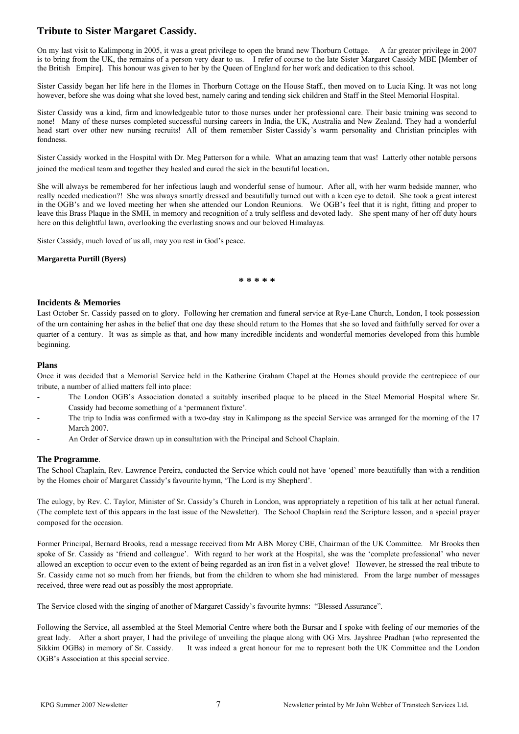## Tribute to Sister Margaret Cassidy.

On my last visit to Kalimpong in 2005, it was a great privilege to open the brand new Thorburn Cottage. A far greater privilege in 2007 is to bring from the UK, the remains of a person very dear to us. I refer of course to the late Sister Margaret Cassidy MBE [Member of the British Empire]. This honour was given to her by the Queen of England for her work and dedication to this school.

Sister Cassidy began her life here in the Homes in Thorburn Cottage on the House Staff., then moved on to Lucia King. It was not long however, before she was doing what she loved best, namely caring and tending sick children and Staff in the Steel Memorial Hospital.

Sister Cassidy was a kind, firm and knowledgeable tutor to those nurses under her professional care. Their basic training was second to none! Many of these nurses completed successful nursing careers in India, the UK, Australia and New Zealand. They had a wonderful head start over other new nursing recruits! All of them remember Sister Cassidy's warm personality and Christian principles with fondness.

Sister Cassidy worked in the Hospital with Dr. Meg Patterson for a while. What an amazing team that was! Latterly other notable persons joined the medical team and together they healed and cured the sick in the beautiful location.

She will always be remembered for her infectious laugh and wonderful sense of humour. After all, with her warm bedside manner, who really needed medication?! She was always smartly dressed and beautifully turned out with a keen eye to detail. She took a great interest in the OGB's and we loved meeting her when she attended our London Reunions. We OGB's feel that it is right, fitting and proper to leave this Brass Plaque in the SMH, in memory and recognition of a truly selfless and devoted lady. She spent many of her off duty hours here on this delightful lawn, overlooking the everlasting snows and our beloved Himalayas.

Sister Cassidy, much loved of us all, may you rest in God's peace.

**Margaretta Purtill (Byers)**

\* \* \* \* \*

### Incidents & Memories

Last October Sr. Cassidy passed on to glory. Following her cremation and funeral service at Rye-Lane Church, London, I took possession of the urn containing her ashes in the belief that one day these should return to the Homes that she so loved and faithfully served for over a quarter of a century. It was as simple as that, and how many incredible incidents and wonderful memories developed from this humble beginning.

### Plans

Once it was decided that a Memorial Service held in the Katherine Graham Chapel at the Homes should provide the centrepiece of our tribute, a number of allied matters fell into place:

- The London OGB's Association donated a suitably inscribed plaque to be placed in the Steel Memorial Hospital where Sr. Cassidy had become something of a 'permanent fixture'.
- The trip to India was confirmed with a two-day stay in Kalimpong as the special Service was arranged for the morning of the 17 March 2007.
- An Order of Service drawn up in consultation with the Principal and School Chaplain.

### The Programme.

The School Chaplain, Rev. Lawrence Pereira, conducted the Service which could not have 'opened' more beautifully than with a rendition by the Homes choir of Margaret Cassidy's favourite hymn, 'The Lord is my Shepherd'.

The eulogy, by Rev. C. Taylor, Minister of Sr. Cassidy's Church in London, was appropriately a repetition of his talk at her actual funeral. (The complete text of this appears in the last issue of the Newsletter). The School Chaplain read the Scripture lesson, and a special prayer composed for the occasion.

Former Principal, Bernard Brooks, read a message received from Mr ABN Morey CBE, Chairman of the UK Committee. Mr Brooks then spoke of Sr. Cassidy as 'friend and colleague'. With regard to her work at the Hospital, she was the 'complete professional' who never allowed an exception to occur even to the extent of being regarded as an iron fist in a velvet glove! However, he stressed the real tribute to Sr. Cassidy came not so much from her friends, but from the children to whom she had ministered. From the large number of messages received, three were read out as possibly the most appropriate.

The Service closed with the singing of another of Margaret Cassidy's favourite hymns: "Blessed Assurance".

Following the Service, all assembled at the Steel Memorial Centre where both the Bursar and I spoke with feeling of our memories of the great lady. After a short prayer, I had the privilege of unveiling the plaque along with OG Mrs. Jayshree Pradhan (who represented the Sikkim OGBs) in memory of Sr. Cassidy. It was indeed a great honour for me to represent both the UK Committee and the London OGB's Association at this special service.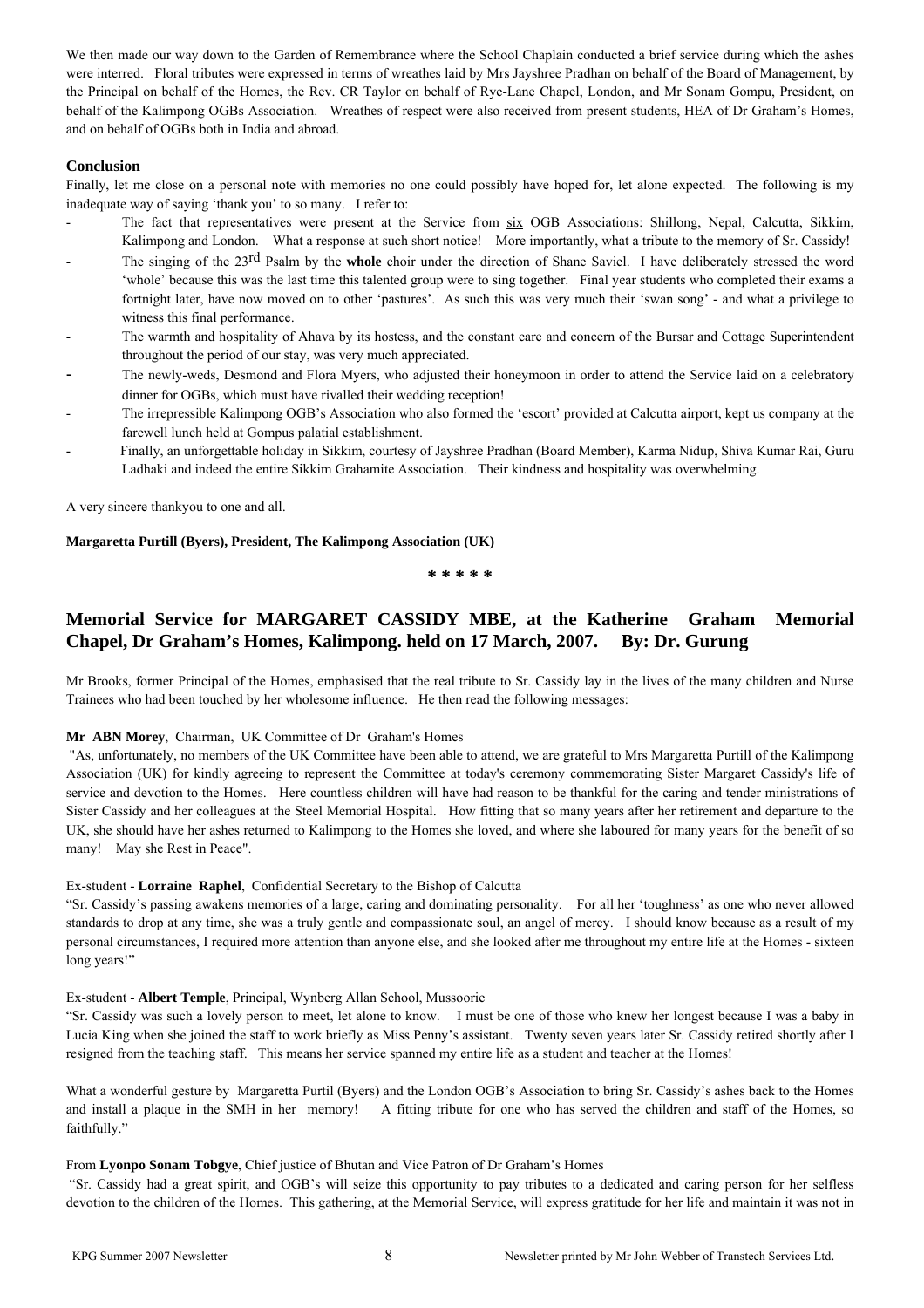We then made our way down to the Garden of Remembrance where the School Chaplain conducted a brief service during which the ashes were interred. Floral tributes were expressed in terms of wreathes laid by Mrs Jayshree Pradhan on behalf of the Board of Management, by the Principal on behalf of the Homes, the Rev. CR Taylor on behalf of Rye-Lane Chapel, London, and Mr Sonam Gompu, President, on behalf of the Kalimpong OGBs Association. Wreathes of respect were also received from present students, HEA of Dr Graham's Homes, and on behalf of OGBs both in India and abroad.

### Conclusion

Finally, let me close on a personal note with memories no one could possibly have hoped for, let alone expected. The following is my inadequate way of saying 'thank you' to so many. I refer to:

- The fact that representatives were present at the Service from six OGB Associations: Shillong, Nepal, Calcutta, Sikkim, Kalimpong and London. What a response at such short notice! More importantly, what a tribute to the memory of Sr. Cassidy!
- The singing of the 23rd Psalm by the **whole** choir under the direction of Shane Saviel. I have deliberately stressed the word 'whole' because this was the last time this talented group were to sing together. Final year students who completed their exams a fortnight later, have now moved on to other 'pastures'. As such this was very much their 'swan song' - and what a privilege to witness this final performance.
- The warmth and hospitality of Ahava by its hostess, and the constant care and concern of the Bursar and Cottage Superintendent throughout the period of our stay, was very much appreciated.
- The newly-weds, Desmond and Flora Myers, who adjusted their honeymoon in order to attend the Service laid on a celebratory dinner for OGBs, which must have rivalled their wedding reception!
- The irrepressible Kalimpong OGB's Association who also formed the 'escort' provided at Calcutta airport, kept us company at the farewell lunch held at Gompus palatial establishment.
- Finally, an unforgettable holiday in Sikkim, courtesy of Jayshree Pradhan (Board Member), Karma Nidup, Shiva Kumar Rai, Guru Ladhaki and indeed the entire Sikkim Grahamite Association. Their kindness and hospitality was overwhelming.

A very sincere thankyou to one and all.

**Margaretta Purtill (Byers), President, The Kalimpong Association (UK)**

\* \* \* \* \*

## Memorial Service for MARGARET CASSIDY MBE, at the Katherine Graham Memorial Chapel, Dr Graham's Homes, Kalimpong. held on 17 March, 2007. By: Dr. Gurung

Mr Brooks, former Principal of the Homes, emphasised that the real tribute to Sr. Cassidy lay in the lives of the many children and Nurse Trainees who had been touched by her wholesome influence. He then read the following messages:

**Mr ABN Morey**, Chairman, UK Committee of Dr Graham's Homes

"As, unfortunately, no members of the UK Committee have been able to attend, we are grateful to Mrs Margaretta Purtill of the Kalimpong Association (UK) for kindly agreeing to represent the Committee at today's ceremony commemorating Sister Margaret Cassidy's life of service and devotion to the Homes. Here countless children will have had reason to be thankful for the caring and tender ministrations of Sister Cassidy and her colleagues at the Steel Memorial Hospital. How fitting that so many years after her retirement and departure to the UK, she should have her ashes returned to Kalimpong to the Homes she loved, and where she laboured for many years for the benefit of so many! May she Rest in Peace".

Ex-student - **Lorraine Raphel**, Confidential Secretary to the Bishop of Calcutta

"Sr. Cassidy's passing awakens memories of a large, caring and dominating personality. For all her 'toughness' as one who never allowed standards to drop at any time, she was a truly gentle and compassionate soul, an angel of mercy. I should know because as a result of my personal circumstances, I required more attention than anyone else, and she looked after me throughout my entire life at the Homes - sixteen long years!"

Ex-student - **Albert Temple**, Principal, Wynberg Allan School, Mussoorie

"Sr. Cassidy was such a lovely person to meet, let alone to know. I must be one of those who knew her longest because I was a baby in Lucia King when she joined the staff to work briefly as Miss Penny's assistant. Twenty seven years later Sr. Cassidy retired shortly after I resigned from the teaching staff. This means her service spanned my entire life as a student and teacher at the Homes!

What a wonderful gesture by Margaretta Purtil (Byers) and the London OGB's Association to bring Sr. Cassidy's ashes back to the Homes and install a plaque in the SMH in her memory! A fitting tribute for one who has served the children and staff of the Homes, so faithfully."

From **Lyonpo Sonam Tobgye**, Chief justice of Bhutan and Vice Patron of Dr Graham's Homes

"Sr. Cassidy had a great spirit, and OGB's will seize this opportunity to pay tributes to a dedicated and caring person for her selfless devotion to the children of the Homes. This gathering, at the Memorial Service, will express gratitude for her life and maintain it was not in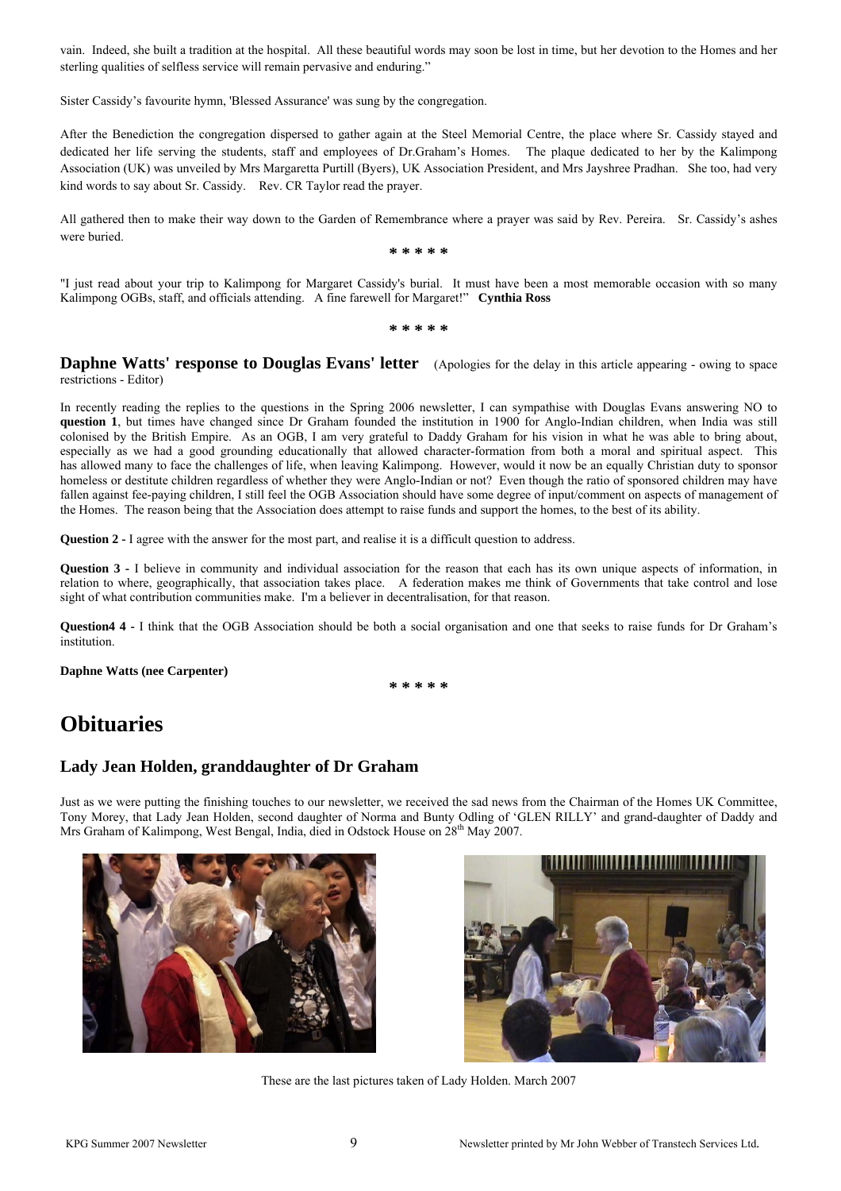vain. Indeed, she built a tradition at the hospital. All these beautiful words may soon be lost in time, but her devotion to the Homes and her sterling qualities of selfless service will remain pervasive and enduring."

Sister Cassidy's favourite hymn, 'Blessed Assurance' was sung by the congregation.

After the Benediction the congregation dispersed to gather again at the Steel Memorial Centre, the place where Sr. Cassidy stayed and dedicated her life serving the students, staff and employees of Dr.Graham's Homes. The plaque dedicated to her by the Kalimpong Association (UK) was unveiled by Mrs Margaretta Purtill (Byers), UK Association President, and Mrs Jayshree Pradhan. She too, had very kind words to say about Sr. Cassidy. Rev. CR Taylor read the prayer.

All gathered then to make their way down to the Garden of Remembrance where a prayer was said by Rev. Pereira. Sr. Cassidy's ashes were buried.

\* \* \* \* \*

"I just read about your trip to Kalimpong for Margaret Cassidy's burial. It must have been a most memorable occasion with so many Kalimpong OGBs, staff, and officials attending. A fine farewell for Margaret!" **Cynthia Ross**

\* \* \* \* \*

## Daphne Watts' response to Douglas Evans' letter

(Apologies for the delay in this article appearing - owing to space restrictions - Editor)

In recently reading the replies to the questions in the Spring 2006 newsletter, I can sympathise with Douglas Evans answering NO to **question 1**, but times have changed since Dr Graham founded the institution in 1900 for Anglo-Indian children, when India was still colonised by the British Empire. As an OGB, I am very grateful to Daddy Graham for his vision in what he was able to bring about, especially as we had a good grounding educationally that allowed character-formation from both a moral and spiritual aspect. This has allowed many to face the challenges of life, when leaving Kalimpong. However, would it now be an equally Christian duty to sponsor homeless or destitute children regardless of whether they were Anglo-Indian or not? Even though the ratio of sponsored children may have fallen against fee-paying children, I still feel the OGB Association should have some degree of input/comment on aspects of management of the Homes. The reason being that the Association does attempt to raise funds and support the homes, to the best of its ability.

**Question 2 -** I agree with the answer for the most part, and realise it is a difficult question to address.

**Question 3 -** I believe in community and individual association for the reason that each has its own unique aspects of information, in relation to where, geographically, that association takes place. A federation makes me think of Governments that take control and lose sight of what contribution communities make. I'm a believer in decentralisation, for that reason.

**Question4 4 -** I think that the OGB Association should be both a social organisation and one that seeks to raise funds for Dr Graham's institution.

**Daphne Watts (nee Carpenter)**

\* \* \* \* \*

# Obituaries

## Lady Jean Holden, granddaughter of Dr Graham

Just as we were putting the finishing touches to our newsletter, we received the sad news from the Chairman of the Homes UK Committee, Tony Morey, that Lady Jean Holden, second daughter of Norma and Bunty Odling of 'GLEN RILLY' and grand-daughter of Daddy and Mrs Graham of Kalimpong, West Bengal, India, died in Odstock House on 28th May 2007.

These are the last pictures taken of Lady Holden. March 2007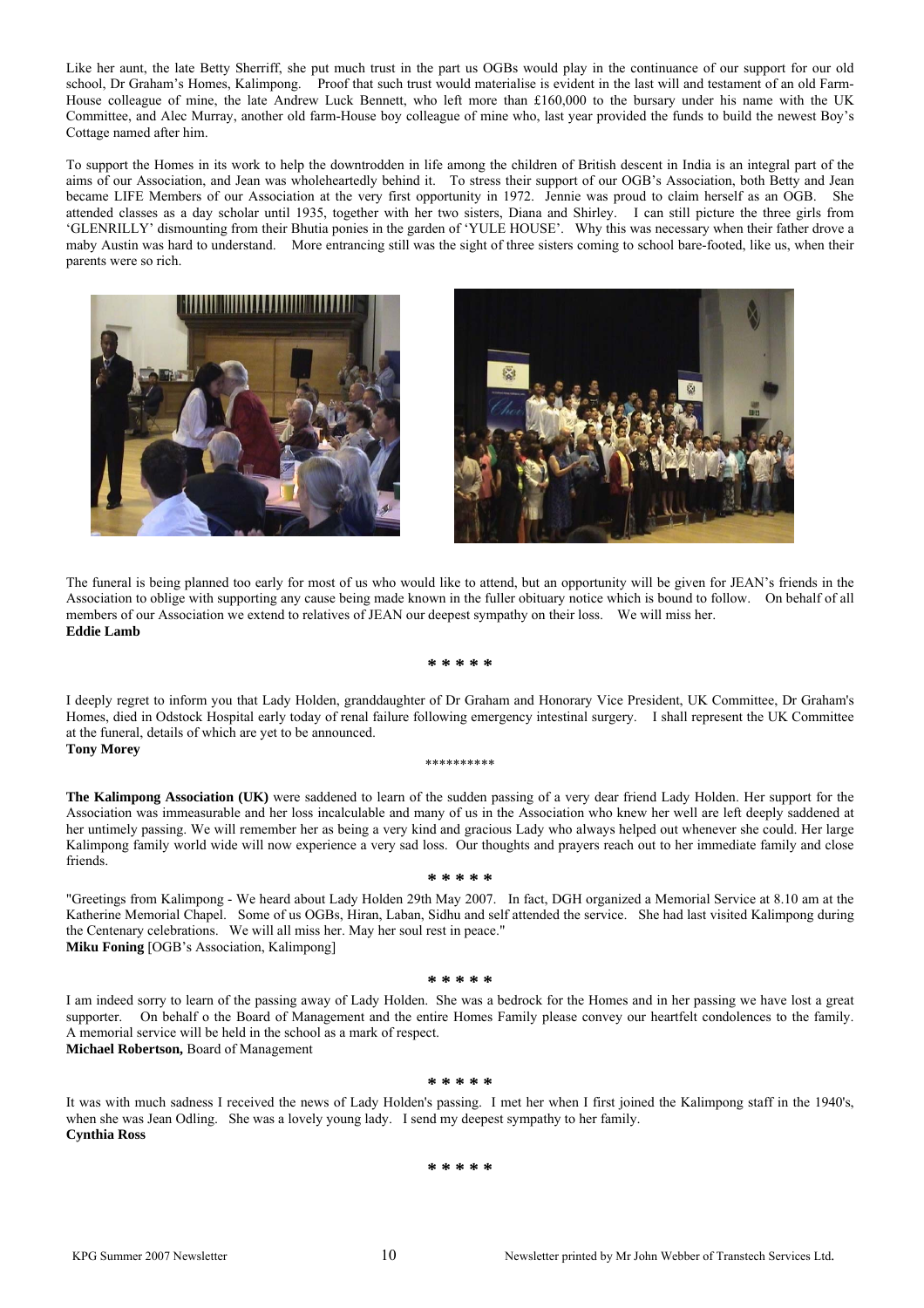Like her aunt, the late Betty Sherriff, she put much trust in the part us OGBs would play in the continuance of our support for our old school, Dr Graham's Homes, Kalimpong. Proof that such trust would materialise is evident in the last will and testament of an old Farm-House colleague of mine, the late Andrew Luck Bennett, who left more than £160,000 to the bursary under his name with the UK Committee, and Alec Murray, another old farm-House boy colleague of mine who, last year provided the funds to build the newest Boy's Cottage named after him.

To support the Homes in its work to help the downtrodden in life among the children of British descent in India is an integral part of the aims of our Association, and Jean was wholeheartedly behind it. To stress their support of our OGB's Association, both Betty and Jean became LIFE Members of our Association at the very first opportunity in 1972. Jennie was proud to claim herself as an OGB. She attended classes as a day scholar until 1935, together with her two sisters, Diana and Shirley. I can still picture the three girls from 'GLENRILLY' dismounting from their Bhutia ponies in the garden of 'YULE HOUSE'. Why this was necessary when their father drove a maby Austin was hard to understand. More entrancing still was the sight of three sisters coming to school bare-footed, like us, when their parents were so rich.

The funeral is being planned too early for most of us who would like to attend, but an opportunity will be given for JEAN's friends in the Association to oblige with supporting any cause being made known in the fuller obituary notice which is bound to follow. On behalf of all members of our Association we extend to relatives of JEAN our deepest sympathy on their loss. We will miss her.
**Eddie Lamb**

\* \* \* \* \*

I deeply regret to inform you that Lady Holden, granddaughter of Dr Graham and Honorary Vice President, UK Committee, Dr Graham's Homes, died in Odstock Hospital early today of renal failure following emergency intestinal surgery. I shall represent the UK Committee at the funeral, details of which are yet to be announced.
**Tony Morey**

\*\*\*\*\*\*\*\*\*\*

**The Kalimpong Association (UK)** were saddened to learn of the sudden passing of a very dear friend Lady Holden. Her support for the Association was immeasurable and her loss incalculable and many of us in the Association who knew her well are left deeply saddened at her untimely passing. We will remember her as being a very kind and gracious Lady who always helped out whenever she could. Her large Kalimpong family world wide will now experience a very sad loss. Our thoughts and prayers reach out to her immediate family and close friends.

\* \* \* \* \*

"Greetings from Kalimpong - We heard about Lady Holden 29th May 2007. In fact, DGH organized a Memorial Service at 8.10 am at the Katherine Memorial Chapel. Some of us OGBs, Hiran, Laban, Sidhu and self attended the service. She had last visited Kalimpong during the Centenary celebrations. We will all miss her. May her soul rest in peace."
**Miku Foning** [OGB's Association, Kalimpong]

\* \* \* \* \*

I am indeed sorry to learn of the passing away of Lady Holden. She was a bedrock for the Homes and in her passing we have lost a great supporter. On behalf o the Board of Management and the entire Homes Family please convey our heartfelt condolences to the family. A memorial service will be held in the school as a mark of respect.
**Michael Robertson,** Board of Management

\* \* \* \* \*

It was with much sadness I received the news of Lady Holden's passing. I met her when I first joined the Kalimpong staff in the 1940's, when she was Jean Odling. She was a lovely young lady. I send my deepest sympathy to her family.
**Cynthia Ross**

\* \* \* \* \*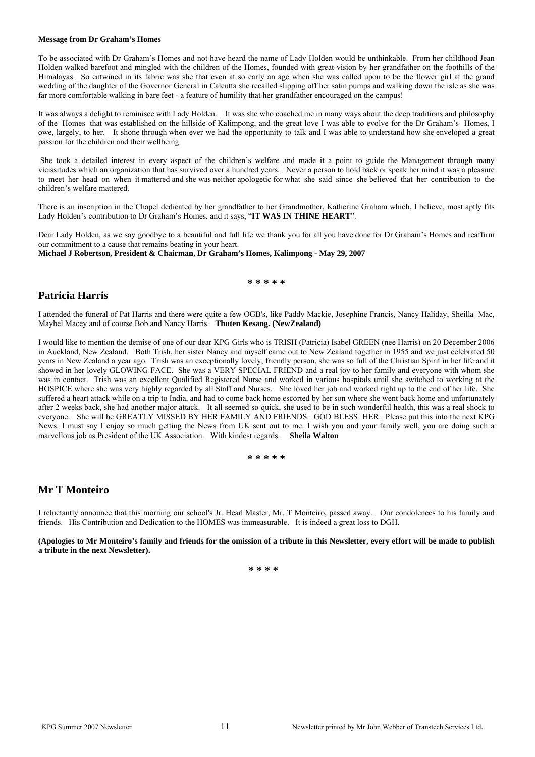**Message from Dr Graham's Homes**

To be associated with Dr Graham's Homes and not have heard the name of Lady Holden would be unthinkable. From her childhood Jean Holden walked barefoot and mingled with the children of the Homes, founded with great vision by her grandfather on the foothills of the Himalayas. So entwined in its fabric was she that even at so early an age when she was called upon to be the flower girl at the grand wedding of the daughter of the Governor General in Calcutta she recalled slipping off her satin pumps and walking down the isle as she was far more comfortable walking in bare feet - a feature of humility that her grandfather encouraged on the campus!

It was always a delight to reminisce with Lady Holden. It was she who coached me in many ways about the deep traditions and philosophy of the Homes that was established on the hillside of Kalimpong, and the great love I was able to evolve for the Dr Graham's Homes, I owe, largely, to her. It shone through when ever we had the opportunity to talk and I was able to understand how she enveloped a great passion for the children and their wellbeing.

She took a detailed interest in every aspect of the children's welfare and made it a point to guide the Management through many vicissitudes which an organization that has survived over a hundred years. Never a person to hold back or speak her mind it was a pleasure to meet her head on when it mattered and she was neither apologetic for what she said since she believed that her contribution to the children's welfare mattered.

There is an inscription in the Chapel dedicated by her grandfather to her Grandmother, Katherine Graham which, I believe, most aptly fits Lady Holden's contribution to Dr Graham's Homes, and it says, "**IT WAS IN THINE HEART**".

Dear Lady Holden, as we say goodbye to a beautiful and full life we thank you for all you have done for Dr Graham's Homes and reaffirm our commitment to a cause that remains beating in your heart.
**Michael J Robertson, President & Chairman, Dr Graham's Homes, Kalimpong - May 29, 2007**

**\* \* \* \* \***

## Patricia Harris

I attended the funeral of Pat Harris and there were quite a few OGB's, like Paddy Mackie, Josephine Francis, Nancy Haliday, Sheilla Mac, Maybel Macey and of course Bob and Nancy Harris. **Thuten Kesang. (NewZealand)**

I would like to mention the demise of one of our dear KPG Girls who is TRISH (Patricia) Isabel GREEN (nee Harris) on 20 December 2006 in Auckland, New Zealand. Both Trish, her sister Nancy and myself came out to New Zealand together in 1955 and we just celebrated 50 years in New Zealand a year ago. Trish was an exceptionally lovely, friendly person, she was so full of the Christian Spirit in her life and it showed in her lovely GLOWING FACE. She was a VERY SPECIAL FRIEND and a real joy to her family and everyone with whom she was in contact. Trish was an excellent Qualified Registered Nurse and worked in various hospitals until she switched to working at the HOSPICE where she was very highly regarded by all Staff and Nurses. She loved her job and worked right up to the end of her life. She suffered a heart attack while on a trip to India, and had to come back home escorted by her son where she went back home and unfortunately after 2 weeks back, she had another major attack. It all seemed so quick, she used to be in such wonderful health, this was a real shock to everyone. She will be GREATLY MISSED BY HER FAMILY AND FRIENDS. GOD BLESS HER. Please put this into the next KPG News. I must say I enjoy so much getting the News from UK sent out to me. I wish you and your family well, you are doing such a marvellous job as President of the UK Association. With kindest regards. **Sheila Walton**

**\* \* \* \* \***

## Mr T Monteiro

I reluctantly announce that this morning our school's Jr. Head Master, Mr. T Monteiro, passed away. Our condolences to his family and friends. His Contribution and Dedication to the HOMES was immeasurable. It is indeed a great loss to DGH.

**(Apologies to Mr Monteiro's family and friends for the omission of a tribute in this Newsletter, every effort will be made to publish a tribute in the next Newsletter).**

**\* \* \* \***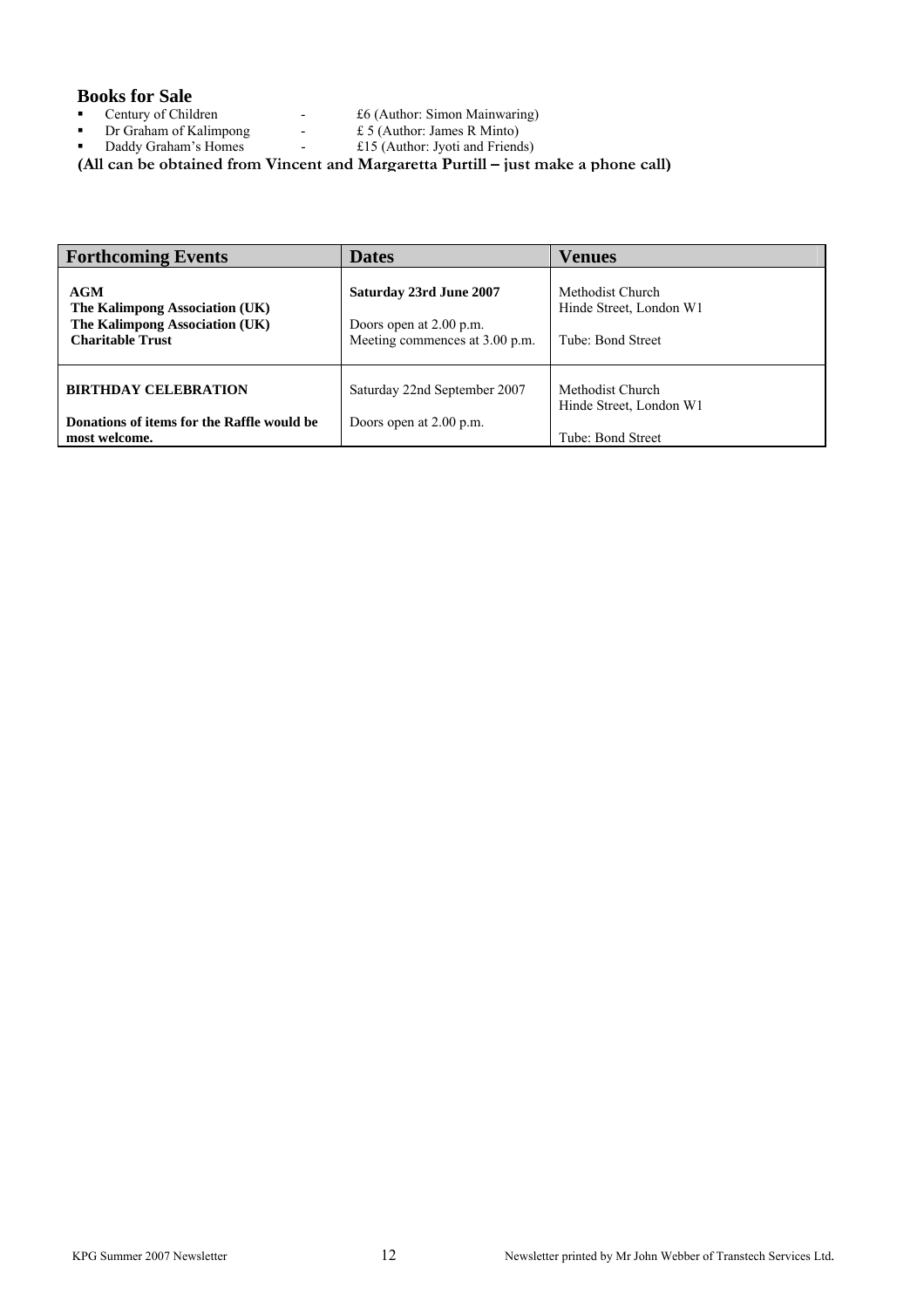## Books for Sale

- Century of Children - £6 (Author: Simon Mainwaring)
- Dr Graham of Kalimpong - £ 5 (Author: James R Minto)
- Daddy Graham's Homes - £15 (Author: Jyoti and Friends)

**(All can be obtained from Vincent and Margaretta Purtill – just make a phone call)**

| Forthcoming Events | Dates | Venues |
|---|---|---|
| **AGM**<br>**The Kalimpong Association (UK)**<br>**The Kalimpong Association (UK) Charitable Trust** | **Saturday 23rd June 2007**<br><br>Doors open at 2.00 p.m.<br>Meeting commences at 3.00 p.m. | Methodist Church<br>Hinde Street, London W1<br><br>Tube: Bond Street |
| **BIRTHDAY CELEBRATION**<br><br>**Donations of items for the Raffle would be most welcome.** | Saturday 22nd September 2007<br><br>Doors open at 2.00 p.m. | Methodist Church<br>Hinde Street, London W1<br><br>Tube: Bond Street |

Newsletter printed by Mr John Webber of Transtech Services Ltd.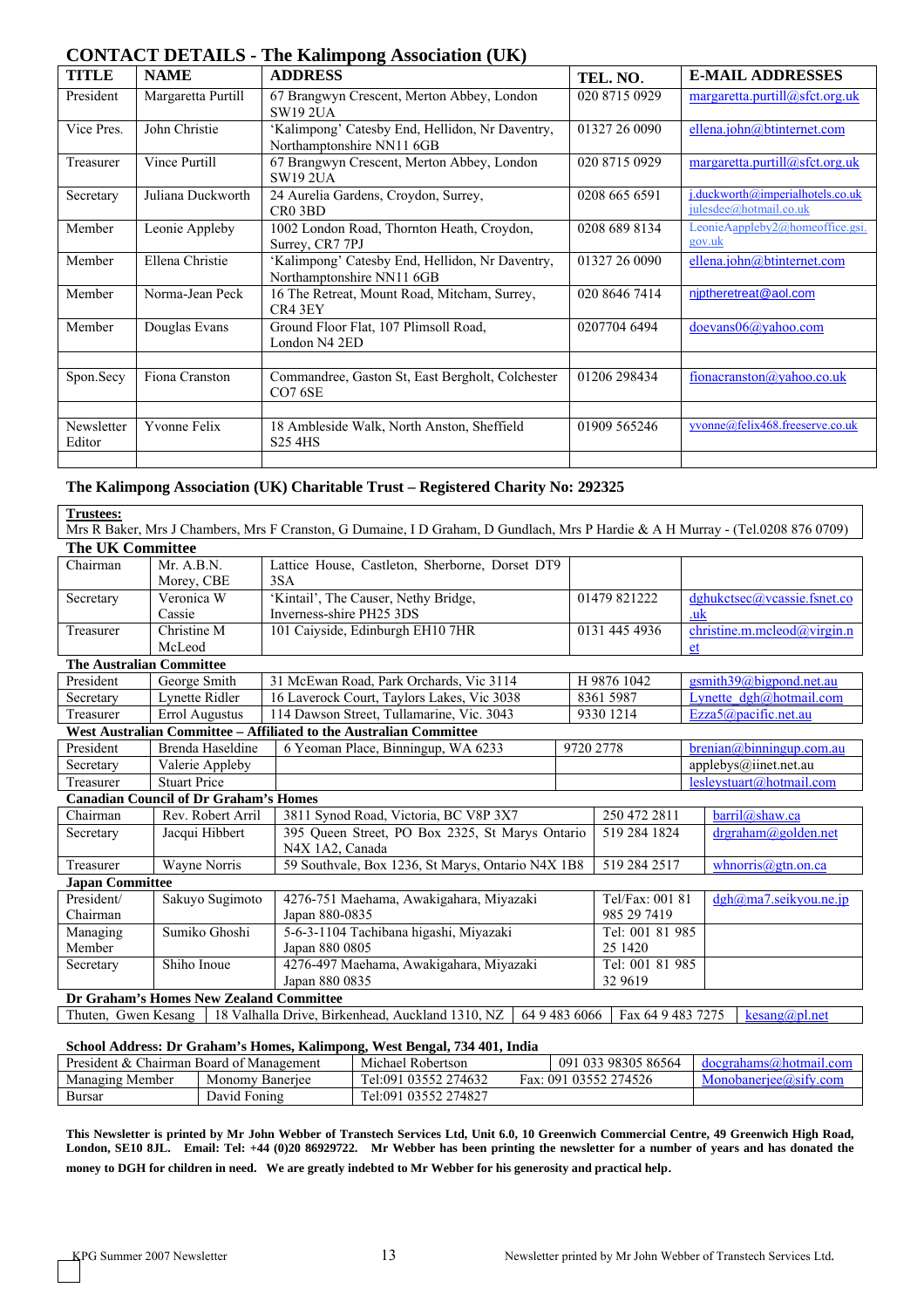## CONTACT DETAILS - The Kalimpong Association (UK)

| TITLE | NAME | ADDRESS | TEL. NO. | E-MAIL ADDRESSES |
|---|---|---|---|---|
| President | Margaretta Purtill | 67 Brangwyn Crescent, Merton Abbey, London SW19 2UA | 020 8715 0929 | margaretta.purtill@sfct.org.uk |
| Vice Pres. | John Christie | 'Kalimpong' Catesby End, Hellidon, Nr Daventry, Northamptonshire NN11 6GB | 01327 26 0090 | ellena.john@btinternet.com |
| Treasurer | Vince Purtill | 67 Brangwyn Crescent, Merton Abbey, London SW19 2UA | 020 8715 0929 | margaretta.purtill@sfct.org.uk |
| Secretary | Juliana Duckworth | 24 Aurelia Gardens, Croydon, Surrey, CR0 3BD | 0208 665 6591 | j.duckworth@imperialhotels.co.uk julesdee@hotmail.co.uk |
| Member | Leonie Appleby | 1002 London Road, Thornton Heath, Croydon, Surrey, CR7 7PJ | 0208 689 8134 | LeonieAappleby2@homeoffice.gsi.gov.uk |
| Member | Ellena Christie | 'Kalimpong' Catesby End, Hellidon, Nr Daventry, Northamptonshire NN11 6GB | 01327 26 0090 | ellena.john@btinternet.com |
| Member | Norma-Jean Peck | 16 The Retreat, Mount Road, Mitcham, Surrey, CR4 3EY | 020 8646 7414 | njptheretreat@aol.com |
| Member | Douglas Evans | Ground Floor Flat, 107 Plimsoll Road, London N4 2ED | 0207704 6494 | doevans06@yahoo.com |
| | | | | |
| Spon.Secy | Fiona Cranston | Commandree, Gaston St, East Bergholt, Colchester CO7 6SE | 01206 298434 | fionacranston@yahoo.co.uk |
| | | | | |
| Newsletter Editor | Yvonne Felix | 18 Ambleside Walk, North Anston, Sheffield S25 4HS | 01909 565246 | yvonne@felix468.freeserve.co.uk |
| | | | | |

### The Kalimpong Association (UK) Charitable Trust – Registered Charity No: 292325

**Trustees:**
Mrs R Baker, Mrs J Chambers, Mrs F Cranston, G Dumaine, I D Graham, D Gundlach, Mrs P Hardie & A H Murray - (Tel.0208 876 0709)

**The UK Committee**

| | | | | |
|---|---|---|---|---|
| Chairman | Mr. A.B.N. Morey, CBE | Lattice House, Castleton, Sherborne, Dorset DT9 3SA | | |
| Secretary | Veronica W Cassie | 'Kintail', The Causer, Nethy Bridge, Inverness-shire PH25 3DS | 01479 821222 | dghukctsec@vcassie.fsnet.co.uk |
| Treasurer | Christine M McLeod | 101 Caiyside, Edinburgh EH10 7HR | 0131 445 4936 | christine.m.mcleod@virgin.net |

**The Australian Committee**

| | | | | |
|---|---|---|---|---|
| President | George Smith | 31 McEwan Road, Park Orchards, Vic 3114 | H 9876 1042 | gsmith39@bigpond.net.au |
| Secretary | Lynette Ridler | 16 Laverock Court, Taylors Lakes, Vic 3038 | 8361 5987 | Lynette_dgh@hotmail.com |
| Treasurer | Errol Augustus | 114 Dawson Street, Tullamarine, Vic. 3043 | 9330 1214 | Ezza5@pacific.net.au |

**West Australian Committee – Affiliated to the Australian Committee**

| | | | | |
|---|---|---|---|---|
| President | Brenda Haseldine | 6 Yeoman Place, Binningup, WA 6233 | 9720 2778 | brenian@binningup.com.au |
| Secretary | Valerie Appleby | | | applebys@iinet.net.au |
| Treasurer | Stuart Price | | | lesleystuart@hotmail.com |

**Canadian Council of Dr Graham's Homes**

| | | | | |
|---|---|---|---|---|
| Chairman | Rev. Robert Arril | 3811 Synod Road, Victoria, BC V8P 3X7 | 250 472 2811 | barril@shaw.ca |
| Secretary | Jacqui Hibbert | 395 Queen Street, PO Box 2325, St Marys Ontario N4X 1A2, Canada | 519 284 1824 | drgraham@golden.net |
| Treasurer | Wayne Norris | 59 Southvale, Box 1236, St Marys, Ontario N4X 1B8 | 519 284 2517 | whnorris@gtn.on.ca |

**Japan Committee**

| | | | | |
|---|---|---|---|---|
| President/ Chairman | Sakuyo Sugimoto | 4276-751 Maehama, Awakigahara, Miyazaki Japan 880-0835 | Tel/Fax: 001 81 985 29 7419 | dgh@ma7.seikyou.ne.jp |
| Managing Member | Sumiko Ghoshi | 5-6-3-1104 Tachibana higashi, Miyazaki Japan 880 0805 | Tel: 001 81 985 25 1420 | |
| Secretary | Shiho Inoue | 4276-497 Maehama, Awakigahara, Miyazaki Japan 880 0835 | Tel: 001 81 985 32 9619 | |

**Dr Graham's Homes New Zealand Committee**

| | | | | |
|---|---|---|---|---|
| Thuten, Gwen Kesang | 18 Valhalla Drive, Birkenhead, Auckland 1310, NZ | 64 9 483 6066 | Fax 64 9 483 7275 | kesang@pl.net |

**School Address: Dr Graham's Homes, Kalimpong, West Bengal, 734 401, India**

| | | | | |
|---|---|---|---|---|
| President & Chairman Board of Management | | Michael Robertson | 091 033 98305 86564 | docgrahams@hotmail.com |
| Managing Member | Monomy Banerjee | Tel:091 03552 274632 | Fax: 091 03552 274526 | Monobanerjee@sify.com |
| Bursar | David Foning | Tel:091 03552 274827 | | |

**This Newsletter is printed by Mr John Webber of Transtech Services Ltd, Unit 6.0, 10 Greenwich Commercial Centre, 49 Greenwich High Road, London, SE10 8JL. Email: Tel: +44 (0)20 86929722. Mr Webber has been printing the newsletter for a number of years and has donated the money to DGH for children in need. We are greatly indebted to Mr Webber for his generosity and practical help.**